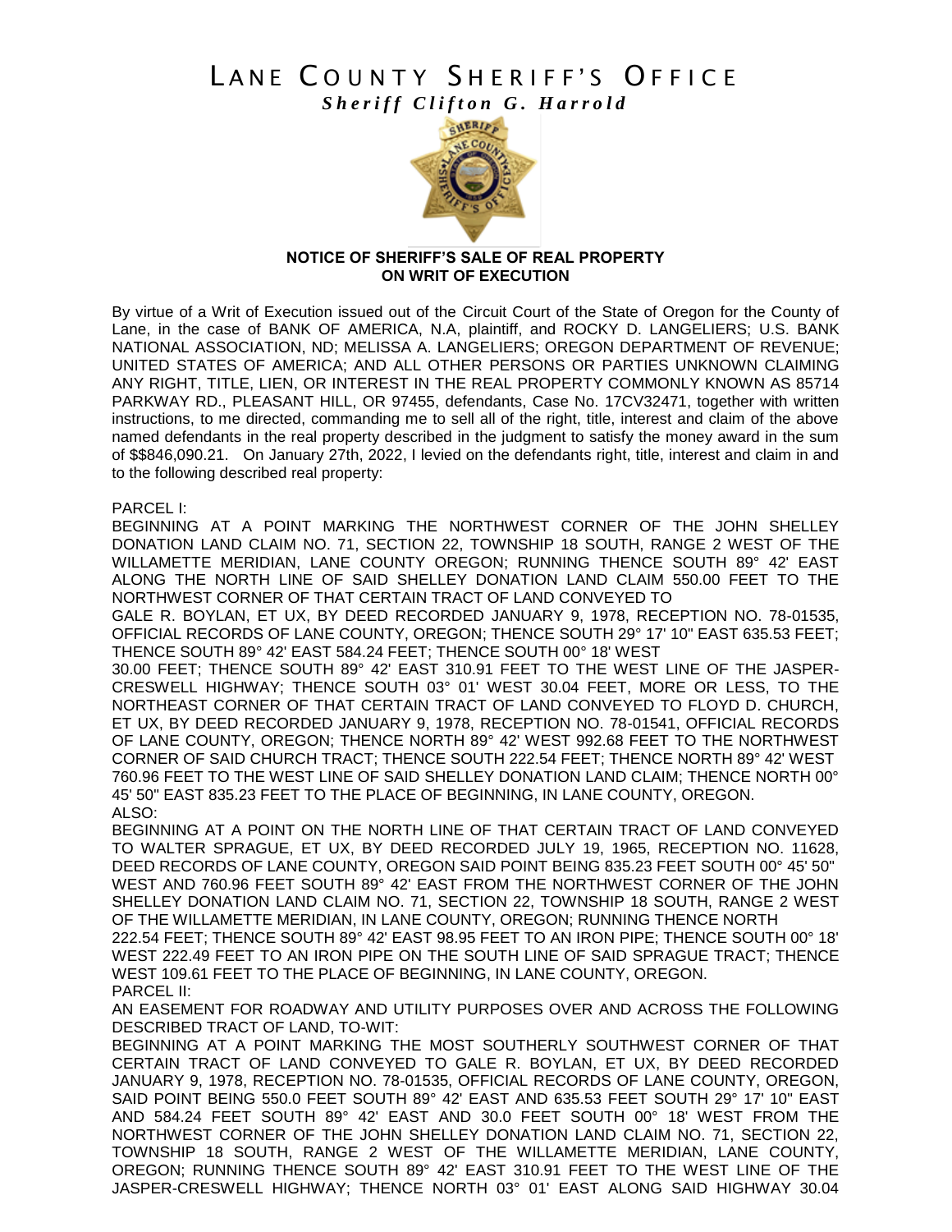# LANE COUNTY SHERIFF'S OFFICE

***Sheriff Clifton G. Harrold***

**NOTICE OF SHERIFF'S SALE OF REAL PROPERTY ON WRIT OF EXECUTION**

By virtue of a Writ of Execution issued out of the Circuit Court of the State of Oregon for the County of Lane, in the case of BANK OF AMERICA, N.A, plaintiff, and ROCKY D. LANGELIERS; U.S. BANK NATIONAL ASSOCIATION, ND; MELISSA A. LANGELIERS; OREGON DEPARTMENT OF REVENUE; UNITED STATES OF AMERICA; AND ALL OTHER PERSONS OR PARTIES UNKNOWN CLAIMING ANY RIGHT, TITLE, LIEN, OR INTEREST IN THE REAL PROPERTY COMMONLY KNOWN AS 85714 PARKWAY RD., PLEASANT HILL, OR 97455, defendants, Case No. 17CV32471, together with written instructions, to me directed, commanding me to sell all of the right, title, interest and claim of the above named defendants in the real property described in the judgment to satisfy the money award in the sum of $$846,090.21. On January 27th, 2022, I levied on the defendants right, title, interest and claim in and to the following described real property:

PARCEL I:

BEGINNING AT A POINT MARKING THE NORTHWEST CORNER OF THE JOHN SHELLEY DONATION LAND CLAIM NO. 71, SECTION 22, TOWNSHIP 18 SOUTH, RANGE 2 WEST OF THE WILLAMETTE MERIDIAN, LANE COUNTY OREGON; RUNNING THENCE SOUTH 89° 42' EAST ALONG THE NORTH LINE OF SAID SHELLEY DONATION LAND CLAIM 550.00 FEET TO THE NORTHWEST CORNER OF THAT CERTAIN TRACT OF LAND CONVEYED TO GALE R. BOYLAN, ET UX, BY DEED RECORDED JANUARY 9, 1978, RECEPTION NO. 78-01535, OFFICIAL RECORDS OF LANE COUNTY, OREGON; THENCE SOUTH 29° 17' 10" EAST 635.53 FEET; THENCE SOUTH 89° 42' EAST 584.24 FEET; THENCE SOUTH 00° 18' WEST 30.00 FEET; THENCE SOUTH 89° 42' EAST 310.91 FEET TO THE WEST LINE OF THE JASPER-CRESWELL HIGHWAY; THENCE SOUTH 03° 01' WEST 30.04 FEET, MORE OR LESS, TO THE NORTHEAST CORNER OF THAT CERTAIN TRACT OF LAND CONVEYED TO FLOYD D. CHURCH, ET UX, BY DEED RECORDED JANUARY 9, 1978, RECEPTION NO. 78-01541, OFFICIAL RECORDS OF LANE COUNTY, OREGON; THENCE NORTH 89° 42' WEST 992.68 FEET TO THE NORTHWEST CORNER OF SAID CHURCH TRACT; THENCE SOUTH 222.54 FEET; THENCE NORTH 89° 42' WEST 760.96 FEET TO THE WEST LINE OF SAID SHELLEY DONATION LAND CLAIM; THENCE NORTH 00° 45' 50" EAST 835.23 FEET TO THE PLACE OF BEGINNING, IN LANE COUNTY, OREGON.

ALSO:

BEGINNING AT A POINT ON THE NORTH LINE OF THAT CERTAIN TRACT OF LAND CONVEYED TO WALTER SPRAGUE, ET UX, BY DEED RECORDED JULY 19, 1965, RECEPTION NO. 11628, DEED RECORDS OF LANE COUNTY, OREGON SAID POINT BEING 835.23 FEET SOUTH 00° 45' 50" WEST AND 760.96 FEET SOUTH 89° 42' EAST FROM THE NORTHWEST CORNER OF THE JOHN SHELLEY DONATION LAND CLAIM NO. 71, SECTION 22, TOWNSHIP 18 SOUTH, RANGE 2 WEST OF THE WILLAMETTE MERIDIAN, IN LANE COUNTY, OREGON; RUNNING THENCE NORTH 222.54 FEET; THENCE SOUTH 89° 42' EAST 98.95 FEET TO AN IRON PIPE; THENCE SOUTH 00° 18' WEST 222.49 FEET TO AN IRON PIPE ON THE SOUTH LINE OF SAID SPRAGUE TRACT; THENCE WEST 109.61 FEET TO THE PLACE OF BEGINNING, IN LANE COUNTY, OREGON.

PARCEL II:

AN EASEMENT FOR ROADWAY AND UTILITY PURPOSES OVER AND ACROSS THE FOLLOWING DESCRIBED TRACT OF LAND, TO-WIT:

BEGINNING AT A POINT MARKING THE MOST SOUTHERLY SOUTHWEST CORNER OF THAT CERTAIN TRACT OF LAND CONVEYED TO GALE R. BOYLAN, ET UX, BY DEED RECORDED JANUARY 9, 1978, RECEPTION NO. 78-01535, OFFICIAL RECORDS OF LANE COUNTY, OREGON, SAID POINT BEING 550.0 FEET SOUTH 89° 42' EAST AND 635.53 FEET SOUTH 29° 17' 10" EAST AND 584.24 FEET SOUTH 89° 42' EAST AND 30.0 FEET SOUTH 00° 18' WEST FROM THE NORTHWEST CORNER OF THE JOHN SHELLEY DONATION LAND CLAIM NO. 71, SECTION 22, TOWNSHIP 18 SOUTH, RANGE 2 WEST OF THE WILLAMETTE MERIDIAN, LANE COUNTY, OREGON; RUNNING THENCE SOUTH 89° 42' EAST 310.91 FEET TO THE WEST LINE OF THE JASPER-CRESWELL HIGHWAY; THENCE NORTH 03° 01' EAST ALONG SAID HIGHWAY 30.04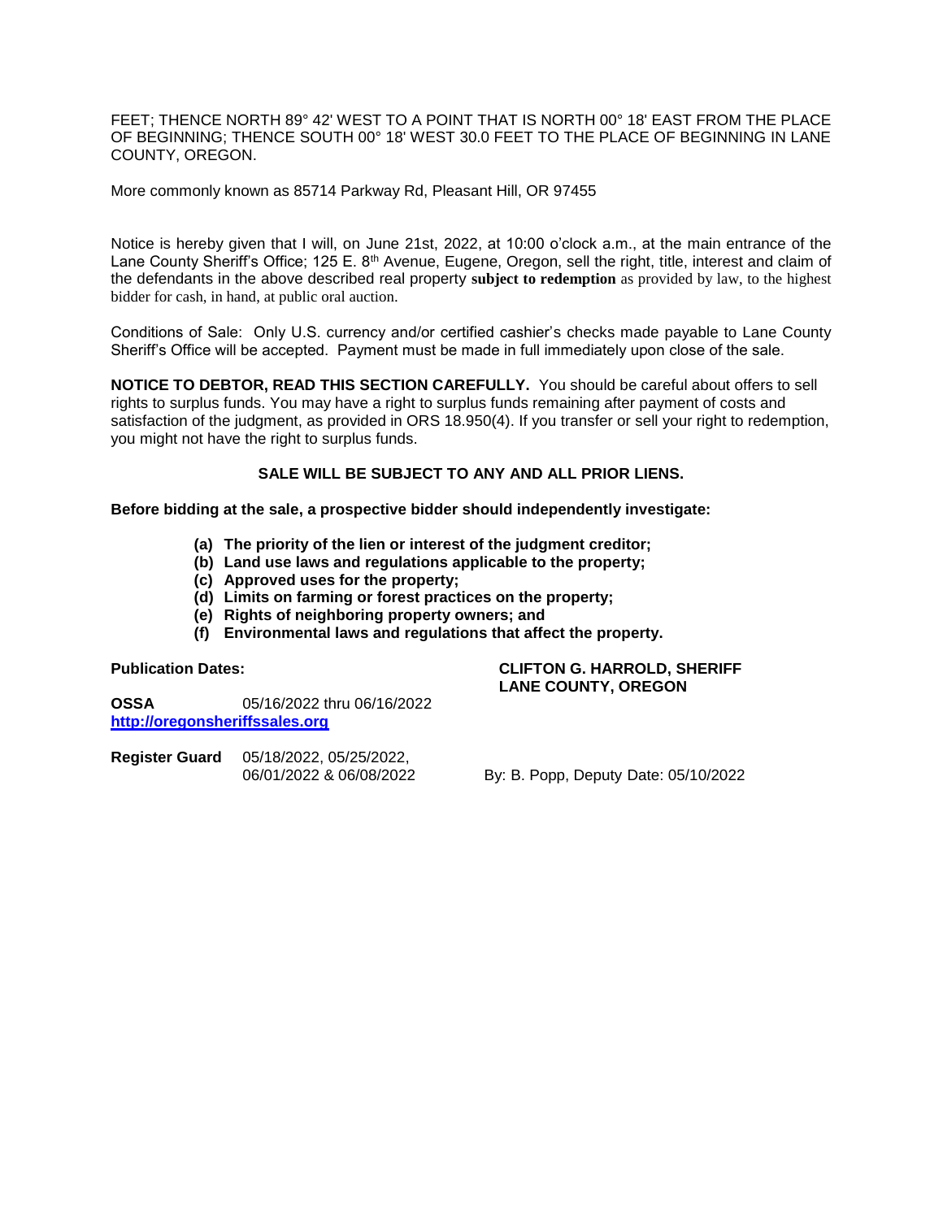FEET; THENCE NORTH 89° 42' WEST TO A POINT THAT IS NORTH 00° 18' EAST FROM THE PLACE OF BEGINNING; THENCE SOUTH 00° 18' WEST 30.0 FEET TO THE PLACE OF BEGINNING IN LANE COUNTY, OREGON.

More commonly known as 85714 Parkway Rd, Pleasant Hill, OR 97455

Notice is hereby given that I will, on June 21st, 2022, at 10:00 o'clock a.m., at the main entrance of the Lane County Sheriff's Office; 125 E. 8th Avenue, Eugene, Oregon, sell the right, title, interest and claim of the defendants in the above described real property **subject to redemption** as provided by law, to the highest bidder for cash, in hand, at public oral auction.

Conditions of Sale: Only U.S. currency and/or certified cashier's checks made payable to Lane County Sheriff's Office will be accepted. Payment must be made in full immediately upon close of the sale.

**NOTICE TO DEBTOR, READ THIS SECTION CAREFULLY.** You should be careful about offers to sell rights to surplus funds. You may have a right to surplus funds remaining after payment of costs and satisfaction of the judgment, as provided in ORS 18.950(4). If you transfer or sell your right to redemption, you might not have the right to surplus funds.

**SALE WILL BE SUBJECT TO ANY AND ALL PRIOR LIENS.**

**Before bidding at the sale, a prospective bidder should independently investigate:**

- **(a) The priority of the lien or interest of the judgment creditor;**
- **(b) Land use laws and regulations applicable to the property;**
- **(c) Approved uses for the property;**
- **(d) Limits on farming or forest practices on the property;**
- **(e) Rights of neighboring property owners; and**
- **(f) Environmental laws and regulations that affect the property.**

**Publication Dates:**

**OSSA** 05/16/2022 thru 06/16/2022
**http://oregonsheriffssales.org**

**Register Guard** 05/18/2022, 05/25/2022, 06/01/2022 & 06/08/2022

**CLIFTON G. HARROLD, SHERIFF**
**LANE COUNTY, OREGON**

By: B. Popp, Deputy Date: 05/10/2022